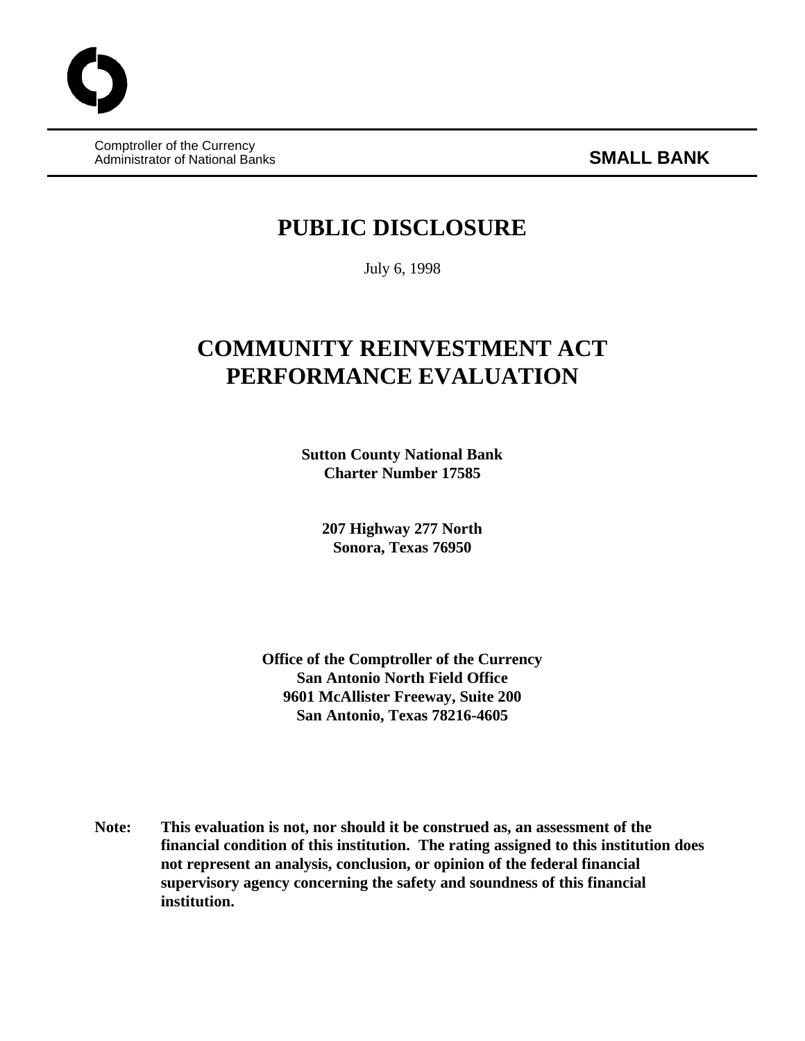Comptroller of the Currency
Administrator of National Banks

**SMALL BANK**

# PUBLIC DISCLOSURE

July 6, 1998

# COMMUNITY REINVESTMENT ACT PERFORMANCE EVALUATION

**Sutton County National Bank**
**Charter Number 17585**

**207 Highway 277 North**
**Sonora, Texas 76950**

**Office of the Comptroller of the Currency**
**San Antonio North Field Office**
**9601 McAllister Freeway, Suite 200**
**San Antonio, Texas 78216-4605**

**Note: This evaluation is not, nor should it be construed as, an assessment of the financial condition of this institution. The rating assigned to this institution does not represent an analysis, conclusion, or opinion of the federal financial supervisory agency concerning the safety and soundness of this financial institution.**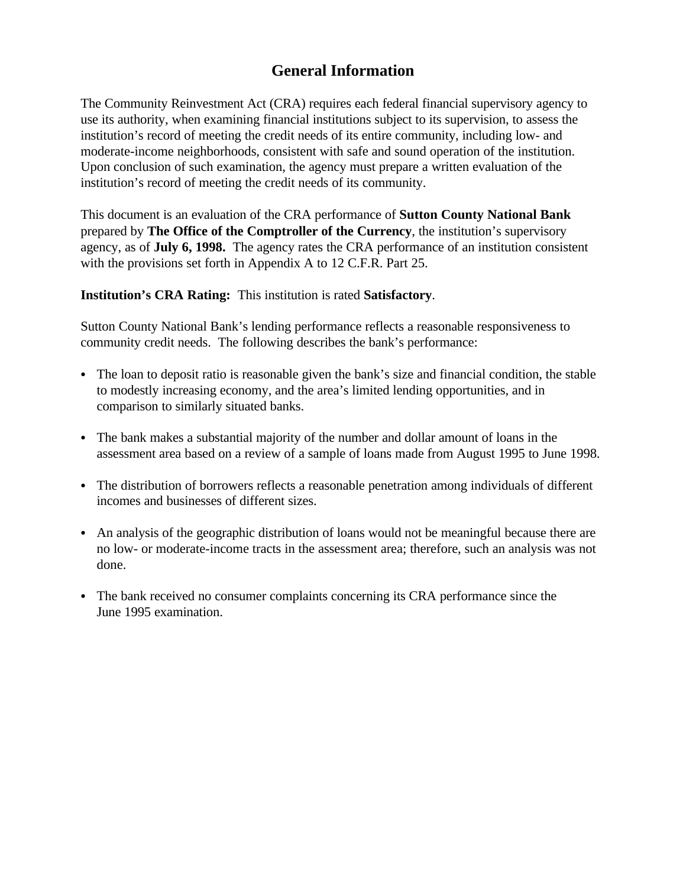# General Information

The Community Reinvestment Act (CRA) requires each federal financial supervisory agency to use its authority, when examining financial institutions subject to its supervision, to assess the institution's record of meeting the credit needs of its entire community, including low- and moderate-income neighborhoods, consistent with safe and sound operation of the institution. Upon conclusion of such examination, the agency must prepare a written evaluation of the institution's record of meeting the credit needs of its community.

This document is an evaluation of the CRA performance of **Sutton County National Bank** prepared by **The Office of the Comptroller of the Currency**, the institution's supervisory agency, as of **July 6, 1998.** The agency rates the CRA performance of an institution consistent with the provisions set forth in Appendix A to 12 C.F.R. Part 25.

**Institution's CRA Rating:** This institution is rated **Satisfactory**.

Sutton County National Bank's lending performance reflects a reasonable responsiveness to community credit needs. The following describes the bank's performance:

- The loan to deposit ratio is reasonable given the bank's size and financial condition, the stable to modestly increasing economy, and the area's limited lending opportunities, and in comparison to similarly situated banks.
- The bank makes a substantial majority of the number and dollar amount of loans in the assessment area based on a review of a sample of loans made from August 1995 to June 1998.
- The distribution of borrowers reflects a reasonable penetration among individuals of different incomes and businesses of different sizes.
- An analysis of the geographic distribution of loans would not be meaningful because there are no low- or moderate-income tracts in the assessment area; therefore, such an analysis was not done.
- The bank received no consumer complaints concerning its CRA performance since the June 1995 examination.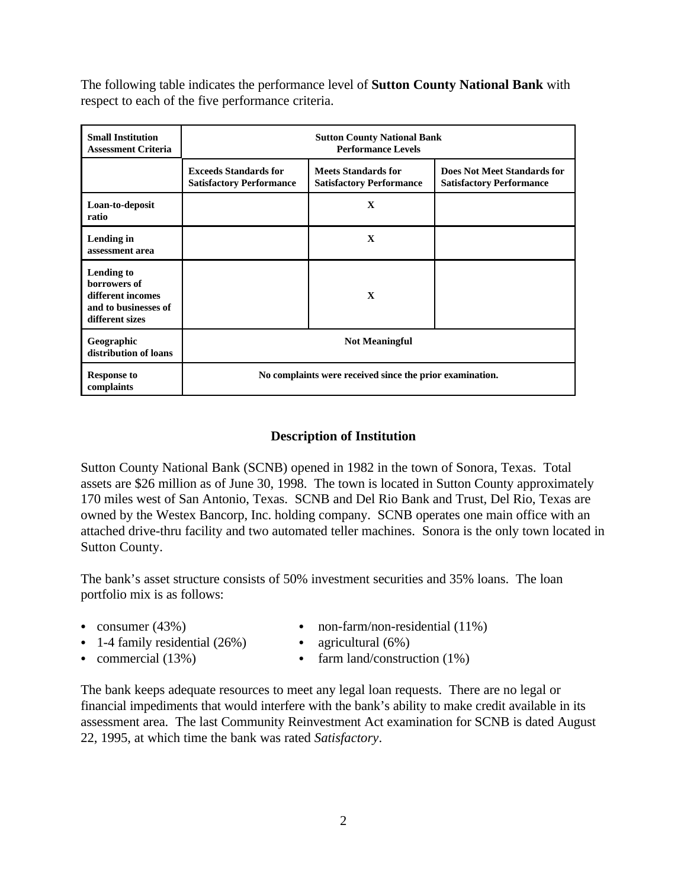The following table indicates the performance level of **Sutton County National Bank** with respect to each of the five performance criteria.

| **Small Institution Assessment Criteria** | **Sutton County National Bank Performance Levels** | | |
|---|---|---|---|
| | **Exceeds Standards for Satisfactory Performance** | **Meets Standards for Satisfactory Performance** | **Does Not Meet Standards for Satisfactory Performance** |
| **Loan-to-deposit ratio** | | **X** | |
| **Lending in assessment area** | | **X** | |
| **Lending to borrowers of different incomes and to businesses of different sizes** | | **X** | |
| **Geographic distribution of loans** | **Not Meaningful** | | |
| **Response to complaints** | **No complaints were received since the prior examination.** | | |

## Description of Institution

Sutton County National Bank (SCNB) opened in 1982 in the town of Sonora, Texas. Total assets are $26 million as of June 30, 1998. The town is located in Sutton County approximately 170 miles west of San Antonio, Texas. SCNB and Del Rio Bank and Trust, Del Rio, Texas are owned by the Westex Bancorp, Inc. holding company. SCNB operates one main office with an attached drive-thru facility and two automated teller machines. Sonora is the only town located in Sutton County.

The bank's asset structure consists of 50% investment securities and 35% loans. The loan portfolio mix is as follows:

- consumer (43%)
- 1-4 family residential (26%)
- commercial (13%)
- non-farm/non-residential (11%)
- agricultural (6%)
- farm land/construction (1%)

The bank keeps adequate resources to meet any legal loan requests. There are no legal or financial impediments that would interfere with the bank's ability to make credit available in its assessment area. The last Community Reinvestment Act examination for SCNB is dated August 22, 1995, at which time the bank was rated *Satisfactory*.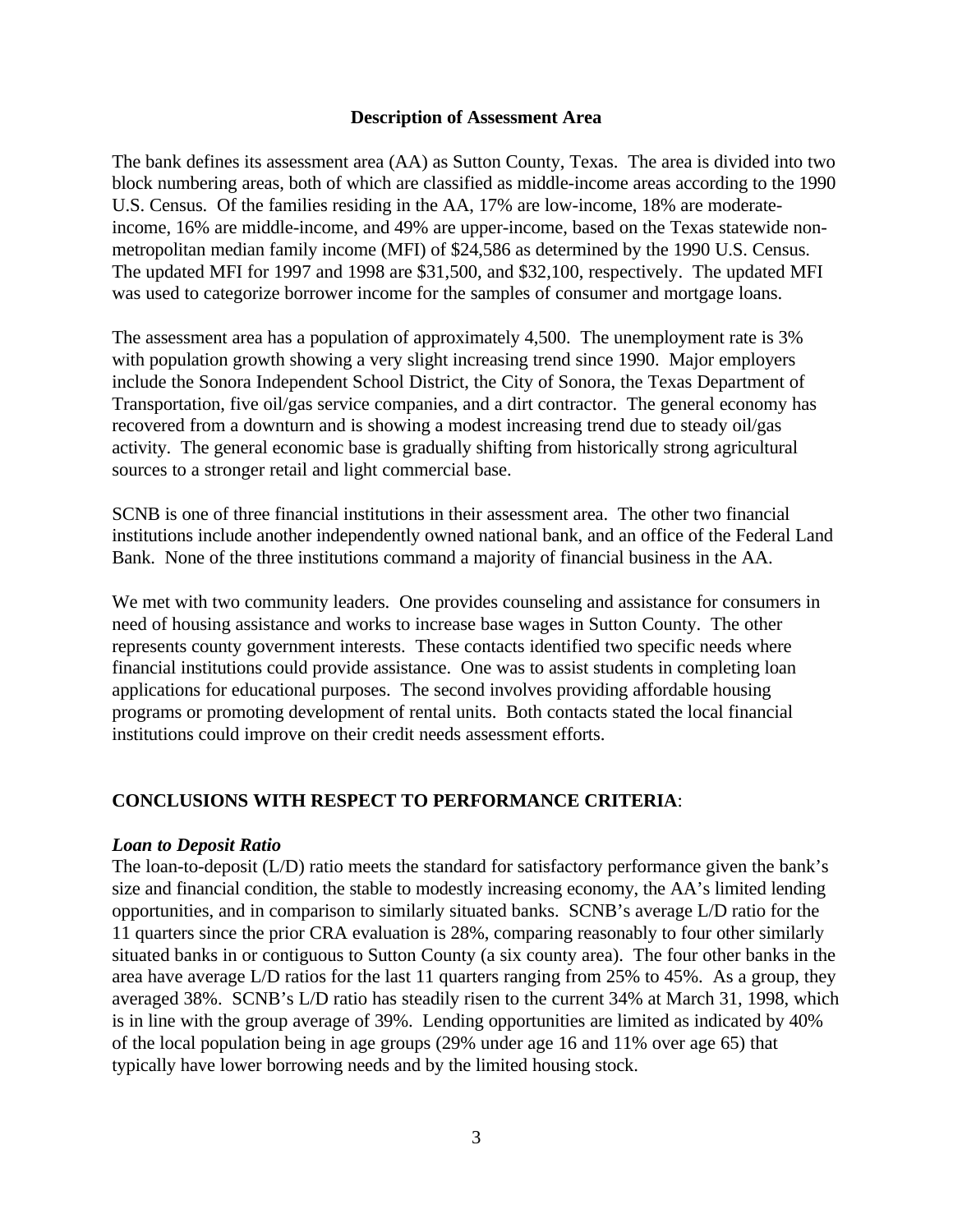## Description of Assessment Area

The bank defines its assessment area (AA) as Sutton County, Texas. The area is divided into two block numbering areas, both of which are classified as middle-income areas according to the 1990 U.S. Census. Of the families residing in the AA, 17% are low-income, 18% are moderate-income, 16% are middle-income, and 49% are upper-income, based on the Texas statewide non-metropolitan median family income (MFI) of $24,586 as determined by the 1990 U.S. Census. The updated MFI for 1997 and 1998 are $31,500, and $32,100, respectively. The updated MFI was used to categorize borrower income for the samples of consumer and mortgage loans.

The assessment area has a population of approximately 4,500. The unemployment rate is 3% with population growth showing a very slight increasing trend since 1990. Major employers include the Sonora Independent School District, the City of Sonora, the Texas Department of Transportation, five oil/gas service companies, and a dirt contractor. The general economy has recovered from a downturn and is showing a modest increasing trend due to steady oil/gas activity. The general economic base is gradually shifting from historically strong agricultural sources to a stronger retail and light commercial base.

SCNB is one of three financial institutions in their assessment area. The other two financial institutions include another independently owned national bank, and an office of the Federal Land Bank. None of the three institutions command a majority of financial business in the AA.

We met with two community leaders. One provides counseling and assistance for consumers in need of housing assistance and works to increase base wages in Sutton County. The other represents county government interests. These contacts identified two specific needs where financial institutions could provide assistance. One was to assist students in completing loan applications for educational purposes. The second involves providing affordable housing programs or promoting development of rental units. Both contacts stated the local financial institutions could improve on their credit needs assessment efforts.

## CONCLUSIONS WITH RESPECT TO PERFORMANCE CRITERIA:

### *Loan to Deposit Ratio*

The loan-to-deposit (L/D) ratio meets the standard for satisfactory performance given the bank's size and financial condition, the stable to modestly increasing economy, the AA's limited lending opportunities, and in comparison to similarly situated banks. SCNB's average L/D ratio for the 11 quarters since the prior CRA evaluation is 28%, comparing reasonably to four other similarly situated banks in or contiguous to Sutton County (a six county area). The four other banks in the area have average L/D ratios for the last 11 quarters ranging from 25% to 45%. As a group, they averaged 38%. SCNB's L/D ratio has steadily risen to the current 34% at March 31, 1998, which is in line with the group average of 39%. Lending opportunities are limited as indicated by 40% of the local population being in age groups (29% under age 16 and 11% over age 65) that typically have lower borrowing needs and by the limited housing stock.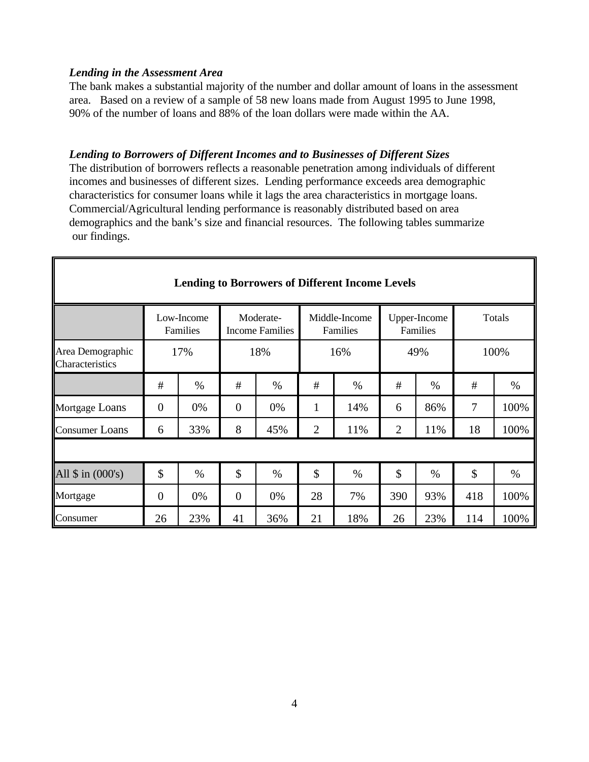### *Lending in the Assessment Area*

The bank makes a substantial majority of the number and dollar amount of loans in the assessment area. Based on a review of a sample of 58 new loans made from August 1995 to June 1998, 90% of the number of loans and 88% of the loan dollars were made within the AA.

### *Lending to Borrowers of Different Incomes and to Businesses of Different Sizes*

The distribution of borrowers reflects a reasonable penetration among individuals of different incomes and businesses of different sizes. Lending performance exceeds area demographic characteristics for consumer loans while it lags the area characteristics in mortgage loans. Commercial/Agricultural lending performance is reasonably distributed based on area demographics and the bank's size and financial resources. The following tables summarize our findings.

**Lending to Borrowers of Different Income Levels**

| | Low-Income Families | | Moderate-Income Families | | Middle-Income Families | | Upper-Income Families | | Totals | |
|---|---|---|---|---|---|---|---|---|---|---|
| Area Demographic Characteristics | 17% | | 18% | | 16% | | 49% | | 100% | |
| | # | % | # | % | # | % | # | % | # | % |
| Mortgage Loans | 0 | 0% | 0 | 0% | 1 | 14% | 6 | 86% | 7 | 100% |
| Consumer Loans | 6 | 33% | 8 | 45% | 2 | 11% | 2 | 11% | 18 | 100% |
| | | | | | | | | | | |
| All $ in (000's) | $ | % | $ | % | $ | % | $ | % | $ | % |
| Mortgage | 0 | 0% | 0 | 0% | 28 | 7% | 390 | 93% | 418 | 100% |
| Consumer | 26 | 23% | 41 | 36% | 21 | 18% | 26 | 23% | 114 | 100% |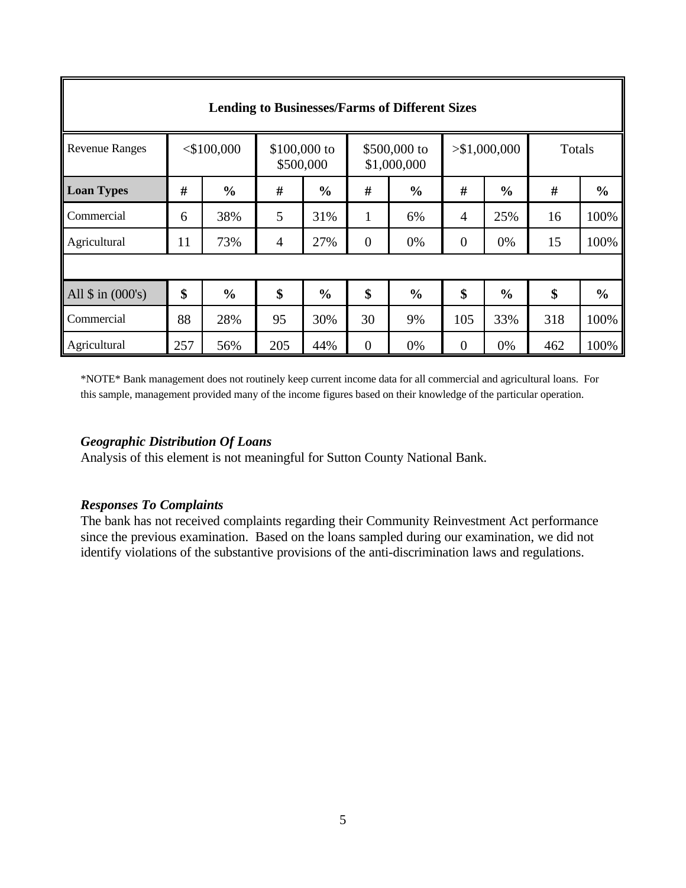| Lending to Businesses/Farms of Different Sizes | | | | | | | | | | |
|---|---|---|---|---|---|---|---|---|---|---|
| Revenue Ranges | <$100,000 | | $100,000 to $500,000 | | $500,000 to $1,000,000 | | >$1,000,000 | | Totals | |
| **Loan Types** | **#** | **%** | **#** | **%** | **#** | **%** | **#** | **%** | **#** | **%** |
| Commercial | 6 | 38% | 5 | 31% | 1 | 6% | 4 | 25% | 16 | 100% |
| Agricultural | 11 | 73% | 4 | 27% | 0 | 0% | 0 | 0% | 15 | 100% |
| | | | | | | | | | | |
| All $ in (000's) | **$** | **%** | **$** | **%** | **$** | **%** | **$** | **%** | **$** | **%** |
| Commercial | 88 | 28% | 95 | 30% | 30 | 9% | 105 | 33% | 318 | 100% |
| Agricultural | 257 | 56% | 205 | 44% | 0 | 0% | 0 | 0% | 462 | 100% |

*NOTE* Bank management does not routinely keep current income data for all commercial and agricultural loans. For this sample, management provided many of the income figures based on their knowledge of the particular operation.

***Geographic Distribution Of Loans***

Analysis of this element is not meaningful for Sutton County National Bank.

***Responses To Complaints***

The bank has not received complaints regarding their Community Reinvestment Act performance since the previous examination. Based on the loans sampled during our examination, we did not identify violations of the substantive provisions of the anti-discrimination laws and regulations.